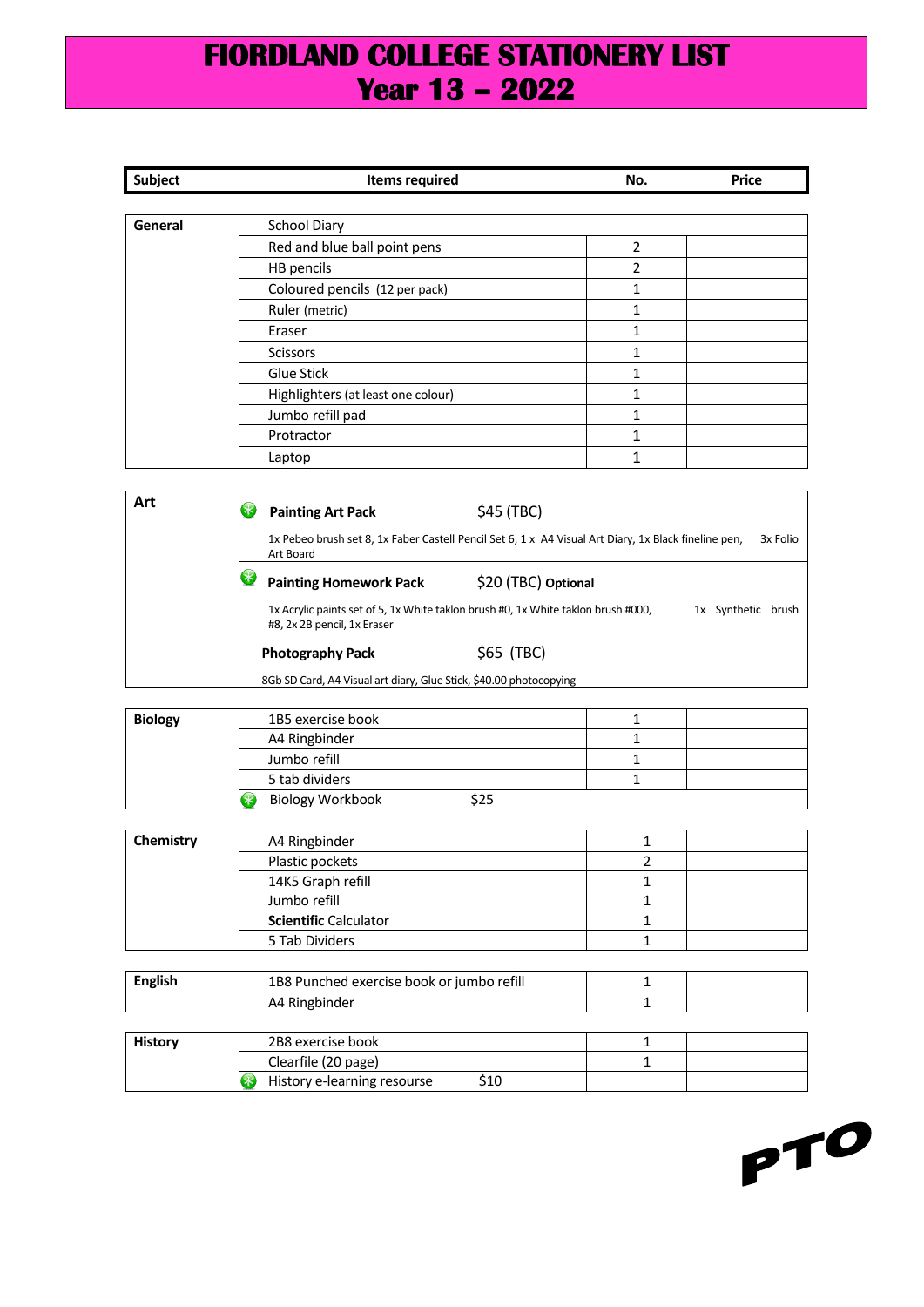# FIORDLAND COLLEGE STATIONERY LIST
# Year 13 – 2022

| Subject | Items required | No. | Price |
|---|---|---|---|
| **General** | School Diary | | |
| | Red and blue ball point pens | 2 | |
| | HB pencils | 2 | |
| | Coloured pencils (12 per pack) | 1 | |
| | Ruler (metric) | 1 | |
| | Eraser | 1 | |
| | Scissors | 1 | |
| | Glue Stick | 1 | |
| | Highlighters (at least one colour) | 1 | |
| | Jumbo refill pad | 1 | |
| | Protractor | 1 | |
| | Laptop | 1 | |
| **Art** | **Painting Art Pack** $45 (TBC) — 1x Pebeo brush set 8, 1x Faber Castell Pencil Set 6, 1 x A4 Visual Art Diary, 1x Black fineline pen, 3x Folio Art Board | | |
| | **Painting Homework Pack** $20 (TBC) **Optional** — 1x Acrylic paints set of 5, 1x White taklon brush #0, 1x White taklon brush #000, 1x Synthetic brush #8, 2x 2B pencil, 1x Eraser | | |
| | **Photography Pack** $65 (TBC) — 8Gb SD Card, A4 Visual art diary, Glue Stick, $40.00 photocopying | | |
| **Biology** | 1B5 exercise book | 1 | |
| | A4 Ringbinder | 1 | |
| | Jumbo refill | 1 | |
| | 5 tab dividers | 1 | |
| | Biology Workbook $25 | | |
| **Chemistry** | A4 Ringbinder | 1 | |
| | Plastic pockets | 2 | |
| | 14K5 Graph refill | 1 | |
| | Jumbo refill | 1 | |
| | **Scientific** Calculator | 1 | |
| | 5 Tab Dividers | 1 | |
| **English** | 1B8 Punched exercise book or jumbo refill | 1 | |
| | A4 Ringbinder | 1 | |
| **History** | 2B8 exercise book | 1 | |
| | Clearfile (20 page) | 1 | |
| | History e-learning resourse $10 | | |

PTO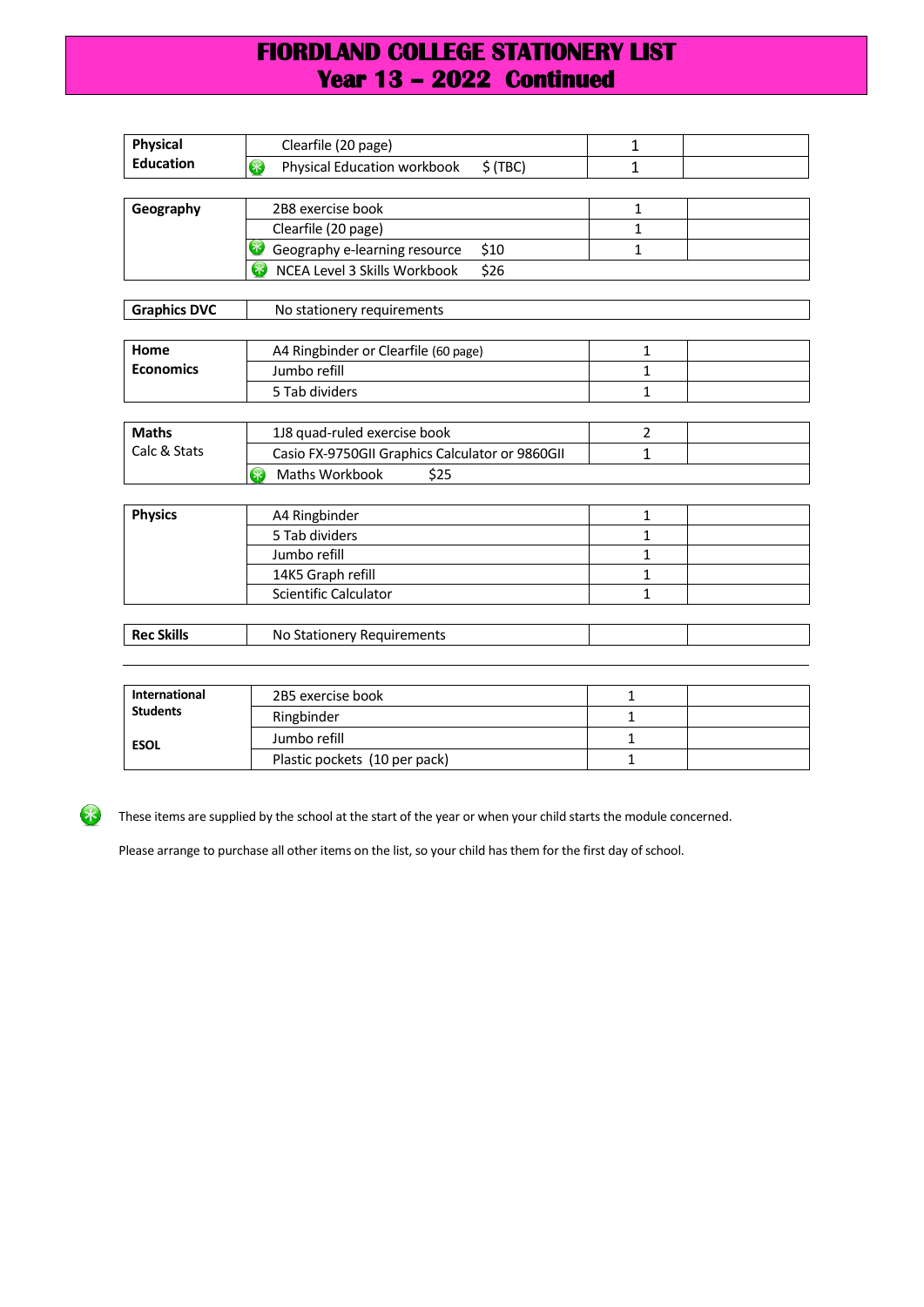# FIORDLAND COLLEGE STATIONERY LIST
## Year 13 – 2022 Continued

| | | | |
|---|---|---|---|
| **Physical Education** | Clearfile (20 page) | 1 | |
| | ✻ Physical Education workbook $ (TBC) | 1 | |

| | | | |
|---|---|---|---|
| **Geography** | 2B8 exercise book | 1 | |
| | Clearfile (20 page) | 1 | |
| | ✻ Geography e-learning resource $10 | 1 | |
| | ✻ NCEA Level 3 Skills Workbook $26 | | |

| | |
|---|---|
| **Graphics DVC** | No stationery requirements |

| | | | |
|---|---|---|---|
| **Home Economics** | A4 Ringbinder or Clearfile (60 page) | 1 | |
| | Jumbo refill | 1 | |
| | 5 Tab dividers | 1 | |

| | | | |
|---|---|---|---|
| **Maths** Calc & Stats | 1J8 quad-ruled exercise book | 2 | |
| | Casio FX-9750GII Graphics Calculator or 9860GII | 1 | |
| | ✻ Maths Workbook $25 | | |

| | | | |
|---|---|---|---|
| **Physics** | A4 Ringbinder | 1 | |
| | 5 Tab dividers | 1 | |
| | Jumbo refill | 1 | |
| | 14K5 Graph refill | 1 | |
| | Scientific Calculator | 1 | |

| | | | |
|---|---|---|---|
| **Rec Skills** | No Stationery Requirements | | |

| | | | |
|---|---|---|---|
| **International Students** **ESOL** | 2B5 exercise book | 1 | |
| | Ringbinder | 1 | |
| | Jumbo refill | 1 | |
| | Plastic pockets (10 per pack) | 1 | |

✻ These items are supplied by the school at the start of the year or when your child starts the module concerned.

Please arrange to purchase all other items on the list, so your child has them for the first day of school.